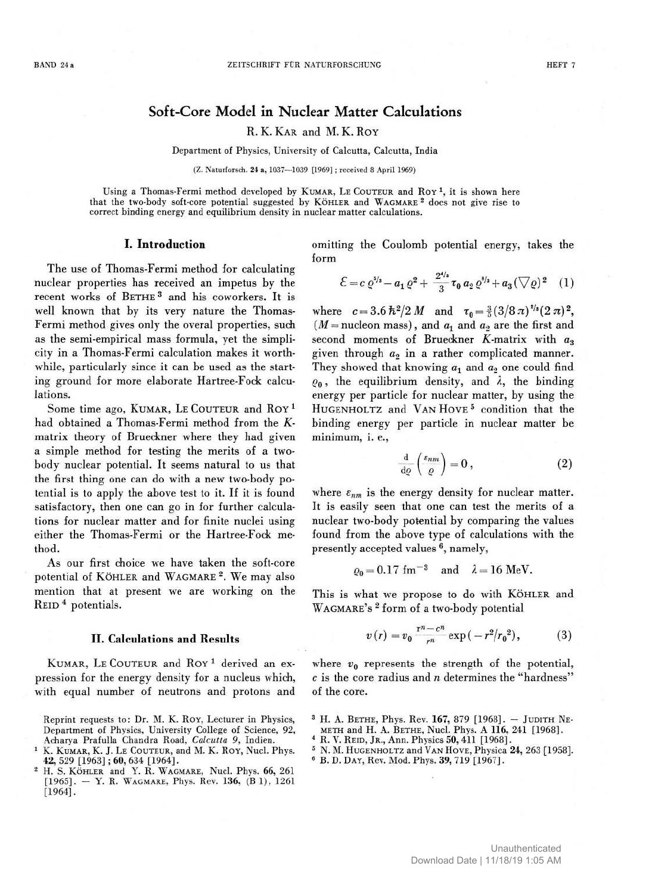# Soft-Core Model in Nuclear Matter Calculations

R. K. KAR and M. K. ROY

Department of Physics, University of Calcutta, Calcutta, India

(Z. Naturforsch. 24 a, 1037—1039 [1969]; received 8 April 1969)

Using a Thomas-Fermi method developed by KUMAR, LE COUTEUR and ROY [1], it is shown here that the two-body soft-core potential suggested by KÖHLER and WAGMARE [2] does not give rise to correct binding energy and equilibrium density in nuclear matter calculations.

## I. Introduction

The use of Thomas-Fermi method for calculating nuclear properties has received an impetus by the recent works of BETHE [3] and his coworkers. It is well known that by its very nature the Thomas-Fermi method gives only the overal properties, such as the semi-empirical mass formula, yet the simplicity in a Thomas-Fermi calculation makes it worthwhile, particularly since it can be used as the starting ground for more elaborate Hartree-Fock calculations.

Some time ago, KUMAR, LE COUTEUR and ROY [1] had obtained a Thomas-Fermi method from the K-matrix theory of Brueckner where they had given a simple method for testing the merits of a two-body nuclear potential. It seems natural to us that the first thing one can do with a new two-body potential is to apply the above test to it. If it is found satisfactory, then one can go in for further calculations for nuclear matter and for finite nuclei using either the Thomas-Fermi or the Hartree-Fock method.

As our first choice we have taken the soft-core potential of KÖHLER and WAGMARE [2]. We may also mention that at present we are working on the REID [4] potentials.

## II. Calculations and Results

KUMAR, LE COUTEUR and ROY [1] derived an expression for the energy density for a nucleus which, with equal number of neutrons and protons and omitting the Coulomb potential energy, takes the form

$$\mathcal{E} = c\,\varrho^{5/3} - a_1\,\varrho^2 + \frac{2^{4/3}}{3}\,\tau_0\,a_2\,\varrho^{8/3} + a_3(\nabla\varrho)^2 \quad (1)$$

where $c = 3.6\,\hbar^2/2\,M$ and $\tau_0 = \frac{3}{5}(3/8\,\pi)^{2/3}(2\,\pi)^2$, ($M$ = nucleon mass), and $a_1$ and $a_2$ are the first and second moments of Brueckner K-matrix with $a_3$ given through $a_2$ in a rather complicated manner. They showed that knowing $a_1$ and $a_2$ one could find $\varrho_0$, the equilibrium density, and $\lambda$, the binding energy per particle for nuclear matter, by using the HUGENHOLTZ and VAN HOVE [5] condition that the binding energy per particle in nuclear matter be minimum, i. e.,

$$\frac{\mathrm{d}}{\mathrm{d}\varrho}\left(\frac{\varepsilon_{nm}}{\varrho}\right) = 0\,, \quad (2)$$

where $\varepsilon_{nm}$ is the energy density for nuclear matter. It is easily seen that one can test the merits of a nuclear two-body potential by comparing the values found from the above type of calculations with the presently accepted values [6], namely,

$$\varrho_0 = 0.17\ \text{fm}^{-3} \quad \text{and} \quad \lambda = 16\ \text{MeV}.$$

This is what we propose to do with KÖHLER and WAGMARE's [2] form of a two-body potential

$$v(r) = v_0\,\frac{r^n - c^n}{r^n}\,\exp(-r^2/r_0^2), \quad (3)$$

where $v_0$ represents the strength of the potential, $c$ is the core radius and $n$ determines the "hardness" of the core.

---

Reprint requests to: Dr. M. K. ROY, Lecturer in Physics, Department of Physics, University College of Science, 92, Acharya Prafulla Chandra Road, *Calcutta 9*, Indien.

[1] K. KUMAR, K. J. LE COUTEUR, and M. K. ROY, Nucl. Phys. **42**, 529 [1963]; **60**, 634 [1964].

[2] H. S. KÖHLER and Y. R. WAGMARE, Nucl. Phys. **66**, 261 [1965]. — Y. R. WAGMARE, Phys. Rev. **136**, (B 1), 1261 [1964].

[3] H. A. BETHE, Phys. Rev. **167**, 879 [1968]. — JUDITH NEMETH and H. A. BETHE, Nucl. Phys. A **116**, 241 [1968].

[4] R. V. REID, JR., Ann. Physics **50**, 411 [1968].

[5] N. M. HUGENHOLTZ and VAN HOVE, Physica **24**, 263 [1958].

[6] B. D. DAY, Rev. Mod. Phys. **39**, 719 [1967].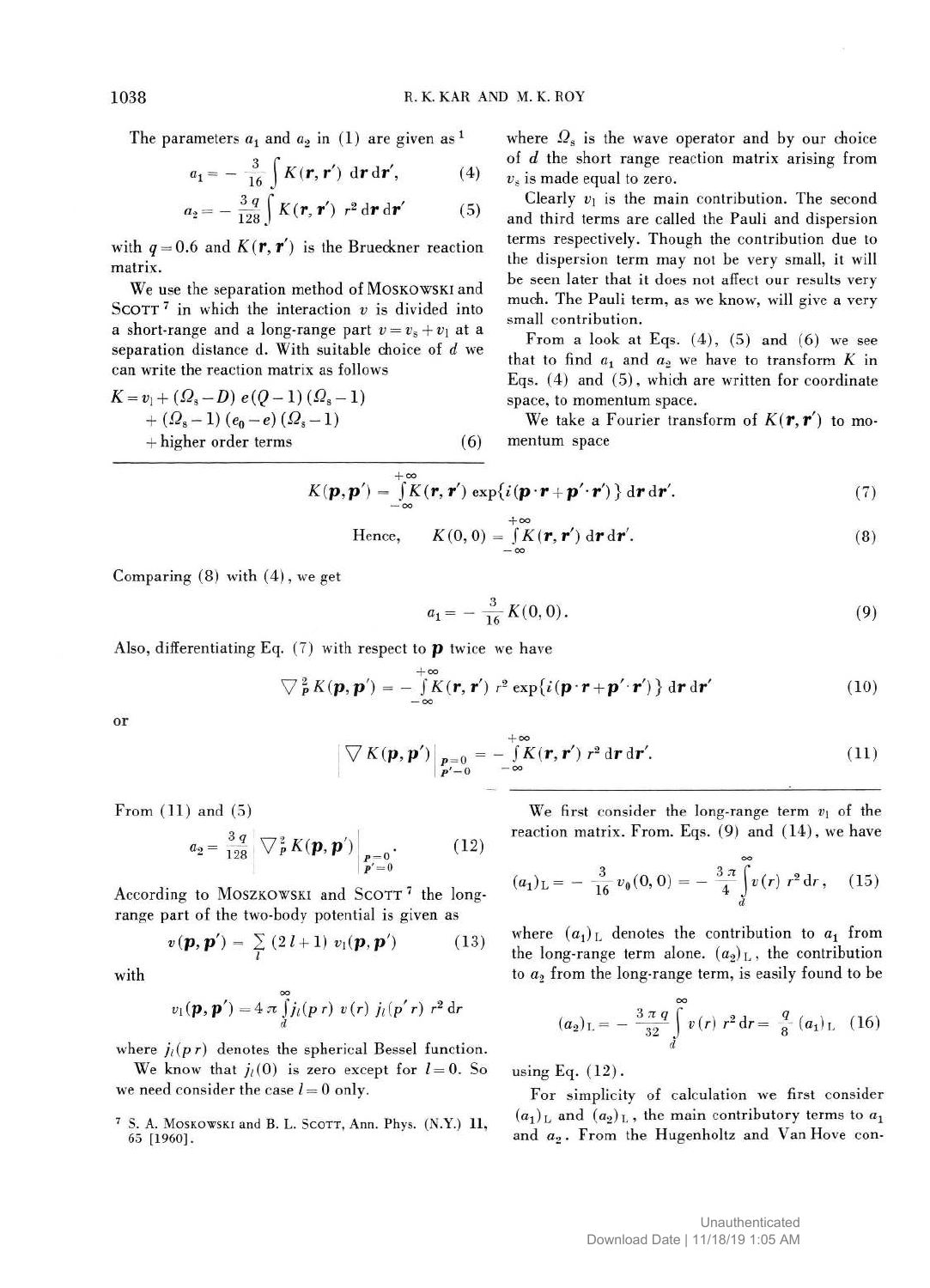The parameters $a_1$ and $a_2$ in (1) are given as [1]

$$a_1 = -\frac{3}{16}\int K(\boldsymbol{r}, \boldsymbol{r}')\, \mathrm{d}\boldsymbol{r}\, \mathrm{d}\boldsymbol{r}', \tag{4}$$

$$a_2 = -\frac{3\,q}{128}\int K(\boldsymbol{r}, \boldsymbol{r}')\, r^2\, \mathrm{d}\boldsymbol{r}\, \mathrm{d}\boldsymbol{r}' \tag{5}$$

with $q = 0.6$ and $K(\boldsymbol{r}, \boldsymbol{r}')$ is the Brueckner reaction matrix.

We use the separation method of MOSKOWSKI and SCOTT [7] in which the interaction $v$ is divided into a short-range and a long-range part $v = v_s + v_l$ at a separation distance d. With suitable choice of $d$ we can write the reaction matrix as follows

$$\begin{aligned} K = v_l &+ (\Omega_s - D)\, e(Q-1)\,(\Omega_s - 1) \\ &+ (\Omega_s - 1)\,(e_0 - e)\,(\Omega_s - 1) \\ &+ \text{higher order terms} \end{aligned} \tag{6}$$

where $\Omega_s$ is the wave operator and by our choice of $d$ the short range reaction matrix arising from $v_s$ is made equal to zero.

Clearly $v_l$ is the main contribution. The second and third terms are called the Pauli and dispersion terms respectively. Though the contribution due to the dispersion term may not be very small, it will be seen later that it does not affect our results very much. The Pauli term, as we know, will give a very small contribution.

From a look at Eqs. (4), (5) and (6) we see that to find $a_1$ and $a_2$ we have to transform $K$ in Eqs. (4) and (5), which are written for coordinate space, to momentum space.

We take a Fourier transform of $K(\boldsymbol{r}, \boldsymbol{r}')$ to momentum space

$$K(\boldsymbol{p}, \boldsymbol{p}') = \int_{-\infty}^{+\infty} K(\boldsymbol{r}, \boldsymbol{r}')\, \exp\{i(\boldsymbol{p}\cdot\boldsymbol{r} + \boldsymbol{p}'\cdot\boldsymbol{r}')\}\, \mathrm{d}\boldsymbol{r}\, \mathrm{d}\boldsymbol{r}'. \tag{7}$$

Hence,
$$K(0, 0) = \int_{-\infty}^{+\infty} K(\boldsymbol{r}, \boldsymbol{r}')\, \mathrm{d}\boldsymbol{r}\, \mathrm{d}\boldsymbol{r}'. \tag{8}$$

Comparing (8) with (4), we get

$$a_1 = -\frac{3}{16} K(0, 0). \tag{9}$$

Also, differentiating Eq. (7) with respect to $\boldsymbol{p}$ twice we have

$$\nabla_p^2 K(\boldsymbol{p}, \boldsymbol{p}') = -\int_{-\infty}^{+\infty} K(\boldsymbol{r}, \boldsymbol{r}')\, r^2 \exp\{i(\boldsymbol{p}\cdot\boldsymbol{r} + \boldsymbol{p}'\cdot\boldsymbol{r}')\}\, \mathrm{d}\boldsymbol{r}\, \mathrm{d}\boldsymbol{r}' \tag{10}$$

or

$$\left|\nabla K(\boldsymbol{p}, \boldsymbol{p}')\right|_{\substack{p=0 \\ p'=0}} = -\int_{-\infty}^{+\infty} K(\boldsymbol{r}, \boldsymbol{r}')\, r^2\, \mathrm{d}\boldsymbol{r}\, \mathrm{d}\boldsymbol{r}'. \tag{11}$$

From (11) and (5)

$$a_2 = \frac{3\,q}{128} \left|\nabla_p^2 K(\boldsymbol{p}, \boldsymbol{p}')\right|_{\substack{p=0 \\ p'=0}}. \tag{12}$$

According to MOSZKOWSKI and SCOTT [7] the long-range part of the two-body potential is given as

$$v(\boldsymbol{p}, \boldsymbol{p}') = \sum_l (2\,l+1)\, v_l(\boldsymbol{p}, \boldsymbol{p}') \tag{13}$$

with

$$v_l(\boldsymbol{p}, \boldsymbol{p}') = 4\,\pi \int_d^{\infty} j_l(p\,r)\, v(r)\, j_l(p'\,r)\, r^2\, \mathrm{d}r$$

where $j_l(p\,r)$ denotes the spherical Bessel function.

We know that $j_l(0)$ is zero except for $l = 0$. So we need consider the case $l = 0$ only.

We first consider the long-range term $v_l$ of the reaction matrix. From. Eqs. (9) and (14), we have

$$(a_1)_{\mathrm{L}} = -\frac{3}{16}\, v_0(0, 0) = -\frac{3\,\pi}{4}\int_d^{\infty} v(r)\, r^2\, \mathrm{d}r, \tag{15}$$

where $(a_1)_{\mathrm{L}}$ denotes the contribution to $a_1$ from the long-range term alone. $(a_2)_{\mathrm{L}}$, the contribution to $a_2$ from the long-range term, is easily found to be

$$(a_2)_{\mathrm{L}} = -\frac{3\,\pi\,q}{32}\int_d^{\infty} v(r)\, r^2\, \mathrm{d}r = \frac{q}{8}\,(a_1)_{\mathrm{L}} \tag{16}$$

using Eq. (12).

For simplicity of calculation we first consider $(a_1)_{\mathrm{L}}$ and $(a_2)_{\mathrm{L}}$, the main contributory terms to $a_1$ and $a_2$. From the Hugenholtz and Van Hove con-

[7] S. A. MOSKOWSKI and B. L. SCOTT, Ann. Phys. (N.Y.) **11**, 65 [1960].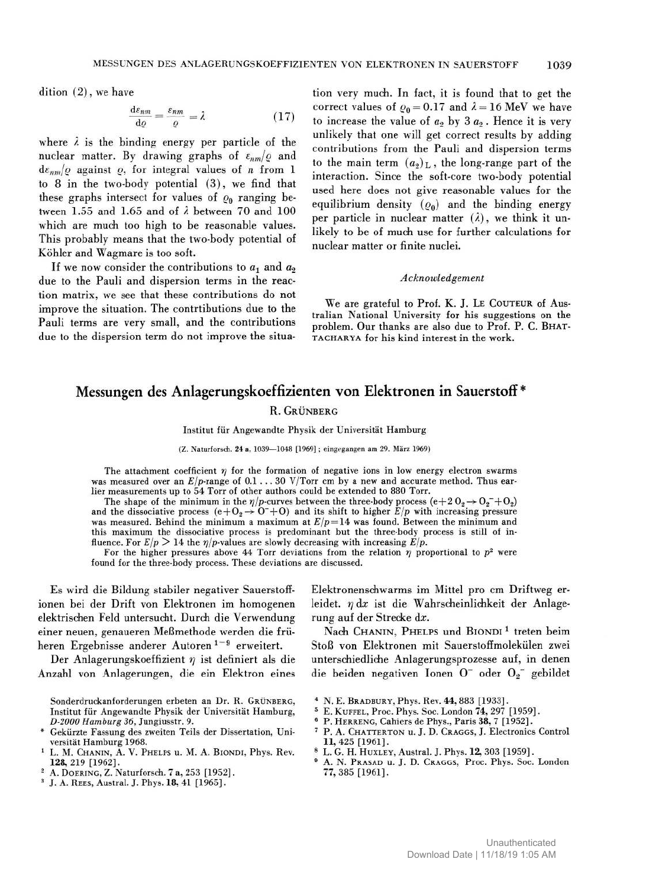dition (2), we have

$$\frac{d\varepsilon_{nm}}{d\varrho} = \frac{\varepsilon_{nm}}{\varrho} = \lambda \tag{17}$$

where $\lambda$ is the binding energy per particle of the nuclear matter. By drawing graphs of $\varepsilon_{nm}/\varrho$ and $d\varepsilon_{nm}/\varrho$ against $\varrho$, for integral values of $n$ from 1 to 8 in the two-body potential (3), we find that these graphs intersect for values of $\varrho_0$ ranging between 1.55 and 1.65 and of $\lambda$ between 70 and 100 which are much too high to be reasonable values. This probably means that the two-body potential of Köhler and Wagmare is too soft.

If we now consider the contributions to $a_1$ and $a_2$ due to the Pauli and dispersion terms in the reaction matrix, we see that these contributions do not improve the situation. The contrtibutions due to the Pauli terms are very small, and the contributions due to the dispersion term do not improve the situation very much. In fact, it is found that to get the correct values of $\varrho_0 = 0.17$ and $\lambda = 16$ MeV we have to increase the value of $a_2$ by $3\,a_2$. Hence it is very unlikely that one will get correct results by adding contributions from the Pauli and dispersion terms to the main term $(a_2)_L$, the long-range part of the interaction. Since the soft-core two-body potential used here does not give reasonable values for the equilibrium density ($\varrho_0$) and the binding energy per particle in nuclear matter ($\lambda$), we think it unlikely to be of much use for further calculations for nuclear matter or finite nuclei.

### Acknowledgement

We are grateful to Prof. K. J. LE COUTEUR of Australian National University for his suggestions on the problem. Our thanks are also due to Prof. P. C. BHATTACHARYA for his kind interest in the work.

# Messungen des Anlagerungskoeffizienten von Elektronen in Sauerstoff *

R. GRÜNBERG

Institut für Angewandte Physik der Universität Hamburg

(Z. Naturforsch. **24 a**, 1039—1048 [1969]; eingegangen am 29. März 1969)

The attachment coefficient $\eta$ for the formation of negative ions in low energy electron swarms was measured over an $E/p$-range of 0.1 ... 30 V/Torr cm by a new and accurate method. Thus earlier measurements up to 54 Torr of other authors could be extended to 880 Torr.

The shape of the minimum in the $\eta/p$-curves between the three-body process ($e + 2\,O_2 \rightarrow O_2^- + O_2$) and the dissociative process ($e + O_2 \rightarrow O^- + O$) and its shift to higher $E/p$ with increasing pressure was measured. Behind the minimum a maximum at $E/p = 14$ was found. Between the minimum and this maximum the dissociative process is predominant but the three-body process is still of influence. For $E/p > 14$ the $\eta/p$-values are slowly decreasing with increasing $E/p$.

For the higher pressures above 44 Torr deviations from the relation $\eta$ proportional to $p^2$ were found for the three-body process. These deviations are discussed.

Es wird die Bildung stabiler negativer Sauerstoffionen bei der Drift von Elektronen im homogenen elektrischen Feld untersucht. Durch die Verwendung einer neuen, genaueren Meßmethode werden die früheren Ergebnisse anderer Autoren [1–9] erweitert.

Der Anlagerungskoeffizient $\eta$ ist definiert als die Anzahl von Anlagerungen, die ein Elektron eines Elektronenschwarms im Mittel pro cm Driftweg erleidet. $\eta\,dx$ ist die Wahrscheinlichkeit der Anlagerung auf der Strecke $dx$.

Nach CHANIN, PHELPS und BIONDI [1] treten beim Stoß von Elektronen mit Sauerstoffmolekülen zwei unterschiedliche Anlagerungsprozesse auf, in denen die beiden negativen Ionen $O^-$ oder $O_2^-$ gebildet

Sonderdruckanforderungen erbeten an Dr. R. GRÜNBERG, Institut für Angewandte Physik der Universität Hamburg, *D-2000 Hamburg 36*, Jungiusstr. 9.

\* Gekürzte Fassung des zweiten Teils der Dissertation, Universität Hamburg 1968.

[1] L. M. CHANIN, A. V. PHELPS u. M. A. BIONDI, Phys. Rev. **128**, 219 [1962].

[2] A. DOERING, Z. Naturforsch. **7 a**, 253 [1952].

[3] J. A. REES, Austral. J. Phys. **18**, 41 [1965].

[4] N. E. BRADBURY, Phys. Rev. **44**, 883 [1933].

[5] E. KUFFEL, Proc. Phys. Soc. London **74**, 297 [1959].

[6] P. HERRENG, Cahiers de Phys., Paris **38**, 7 [1952].

[7] P. A. CHATTERTON u. J. D. CRAGGS, J. Electronics Control **11**, 425 [1961].

[8] L. G. H. HUXLEY, Austral. J. Phys. **12**, 303 [1959].

[9] A. N. PRASAD u. J. D. CRAGGS, Proc. Phys. Soc. London **77**, 385 [1961].